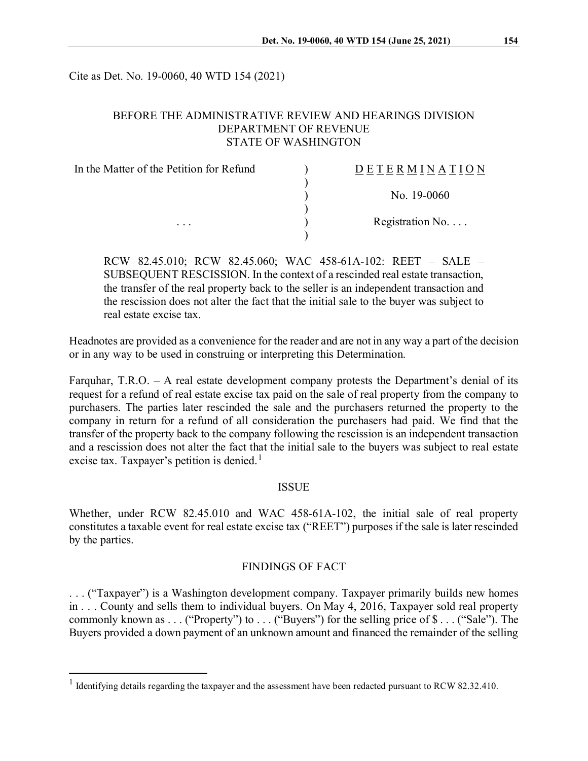Cite as Det. No. 19-0060, 40 WTD 154 (2021)

BEFORE THE ADMINISTRATIVE REVIEW AND HEARINGS DIVISION
DEPARTMENT OF REVENUE
STATE OF WASHINGTON

| In the Matter of the Petition for Refund | ) | DETERMINATION |
|---|---|---|
| | ) | |
| | ) | No. 19-0060 |
| | ) | |
| . . . | ) | Registration No. . . . |
| | ) | |

RCW 82.45.010; RCW 82.45.060; WAC 458-61A-102: REET – SALE – SUBSEQUENT RESCISSION. In the context of a rescinded real estate transaction, the transfer of the real property back to the seller is an independent transaction and the rescission does not alter the fact that the initial sale to the buyer was subject to real estate excise tax.

Headnotes are provided as a convenience for the reader and are not in any way a part of the decision or in any way to be used in construing or interpreting this Determination.

Farquhar, T.R.O. – A real estate development company protests the Department's denial of its request for a refund of real estate excise tax paid on the sale of real property from the company to purchasers. The parties later rescinded the sale and the purchasers returned the property to the company in return for a refund of all consideration the purchasers had paid. We find that the transfer of the property back to the company following the rescission is an independent transaction and a rescission does not alter the fact that the initial sale to the buyers was subject to real estate excise tax. Taxpayer's petition is denied.[1]

## ISSUE

Whether, under RCW 82.45.010 and WAC 458-61A-102, the initial sale of real property constitutes a taxable event for real estate excise tax ("REET") purposes if the sale is later rescinded by the parties.

## FINDINGS OF FACT

. . . ("Taxpayer") is a Washington development company. Taxpayer primarily builds new homes in . . . County and sells them to individual buyers. On May 4, 2016, Taxpayer sold real property commonly known as . . . ("Property") to . . . ("Buyers") for the selling price of $ . . . ("Sale"). The Buyers provided a down payment of an unknown amount and financed the remainder of the selling

---

[1] Identifying details regarding the taxpayer and the assessment have been redacted pursuant to RCW 82.32.410.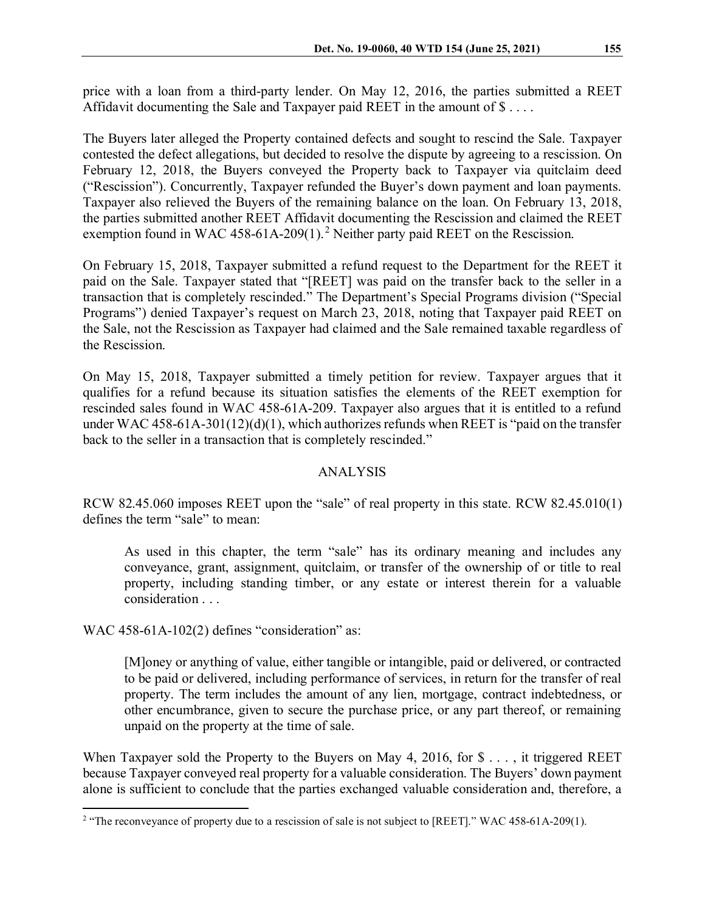price with a loan from a third-party lender. On May 12, 2016, the parties submitted a REET Affidavit documenting the Sale and Taxpayer paid REET in the amount of $ . . . .

The Buyers later alleged the Property contained defects and sought to rescind the Sale. Taxpayer contested the defect allegations, but decided to resolve the dispute by agreeing to a rescission. On February 12, 2018, the Buyers conveyed the Property back to Taxpayer via quitclaim deed ("Rescission"). Concurrently, Taxpayer refunded the Buyer's down payment and loan payments. Taxpayer also relieved the Buyers of the remaining balance on the loan. On February 13, 2018, the parties submitted another REET Affidavit documenting the Rescission and claimed the REET exemption found in WAC 458-61A-209(1).[2] Neither party paid REET on the Rescission.

On February 15, 2018, Taxpayer submitted a refund request to the Department for the REET it paid on the Sale. Taxpayer stated that "[REET] was paid on the transfer back to the seller in a transaction that is completely rescinded." The Department's Special Programs division ("Special Programs") denied Taxpayer's request on March 23, 2018, noting that Taxpayer paid REET on the Sale, not the Rescission as Taxpayer had claimed and the Sale remained taxable regardless of the Rescission.

On May 15, 2018, Taxpayer submitted a timely petition for review. Taxpayer argues that it qualifies for a refund because its situation satisfies the elements of the REET exemption for rescinded sales found in WAC 458-61A-209. Taxpayer also argues that it is entitled to a refund under WAC 458-61A-301(12)(d)(1), which authorizes refunds when REET is "paid on the transfer back to the seller in a transaction that is completely rescinded."

## ANALYSIS

RCW 82.45.060 imposes REET upon the "sale" of real property in this state. RCW 82.45.010(1) defines the term "sale" to mean:

> As used in this chapter, the term "sale" has its ordinary meaning and includes any conveyance, grant, assignment, quitclaim, or transfer of the ownership of or title to real property, including standing timber, or any estate or interest therein for a valuable consideration . . .

WAC 458-61A-102(2) defines "consideration" as:

> [M]oney or anything of value, either tangible or intangible, paid or delivered, or contracted to be paid or delivered, including performance of services, in return for the transfer of real property. The term includes the amount of any lien, mortgage, contract indebtedness, or other encumbrance, given to secure the purchase price, or any part thereof, or remaining unpaid on the property at the time of sale.

When Taxpayer sold the Property to the Buyers on May 4, 2016, for $ . . . , it triggered REET because Taxpayer conveyed real property for a valuable consideration. The Buyers' down payment alone is sufficient to conclude that the parties exchanged valuable consideration and, therefore, a

---

[2] "The reconveyance of property due to a rescission of sale is not subject to [REET]." WAC 458-61A-209(1).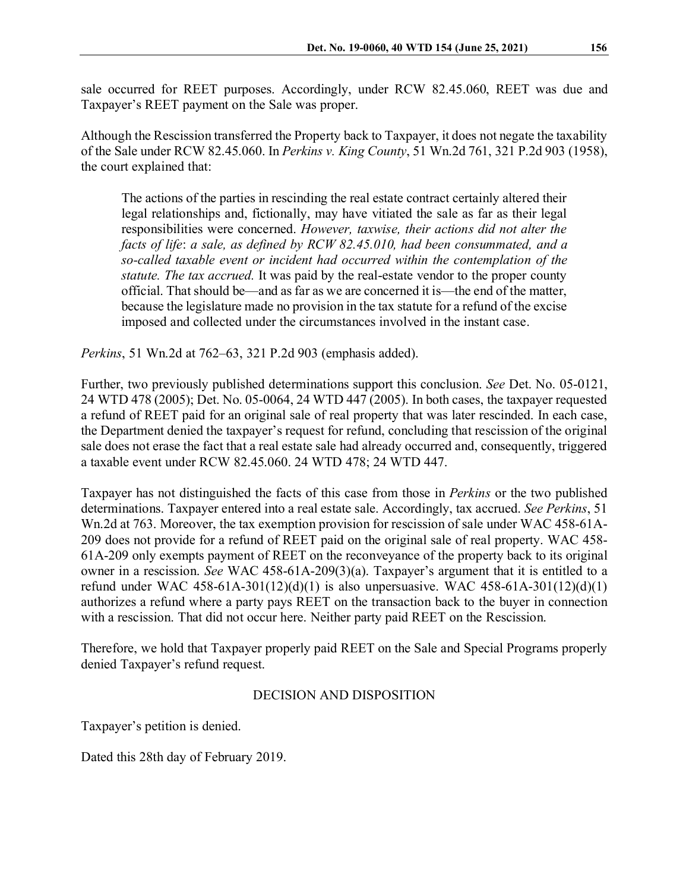sale occurred for REET purposes. Accordingly, under RCW 82.45.060, REET was due and Taxpayer's REET payment on the Sale was proper.

Although the Rescission transferred the Property back to Taxpayer, it does not negate the taxability of the Sale under RCW 82.45.060. In *Perkins v. King County*, 51 Wn.2d 761, 321 P.2d 903 (1958), the court explained that:

> The actions of the parties in rescinding the real estate contract certainly altered their legal relationships and, fictionally, may have vitiated the sale as far as their legal responsibilities were concerned. *However, taxwise, their actions did not alter the facts of life*: *a sale, as defined by RCW 82.45.010, had been consummated, and a so-called taxable event or incident had occurred within the contemplation of the statute. The tax accrued.* It was paid by the real-estate vendor to the proper county official. That should be—and as far as we are concerned it is—the end of the matter, because the legislature made no provision in the tax statute for a refund of the excise imposed and collected under the circumstances involved in the instant case.

*Perkins*, 51 Wn.2d at 762–63, 321 P.2d 903 (emphasis added).

Further, two previously published determinations support this conclusion. *See* Det. No. 05-0121, 24 WTD 478 (2005); Det. No. 05-0064, 24 WTD 447 (2005). In both cases, the taxpayer requested a refund of REET paid for an original sale of real property that was later rescinded. In each case, the Department denied the taxpayer's request for refund, concluding that rescission of the original sale does not erase the fact that a real estate sale had already occurred and, consequently, triggered a taxable event under RCW 82.45.060. 24 WTD 478; 24 WTD 447.

Taxpayer has not distinguished the facts of this case from those in *Perkins* or the two published determinations. Taxpayer entered into a real estate sale. Accordingly, tax accrued. *See Perkins*, 51 Wn.2d at 763. Moreover, the tax exemption provision for rescission of sale under WAC 458-61A-209 does not provide for a refund of REET paid on the original sale of real property. WAC 458-61A-209 only exempts payment of REET on the reconveyance of the property back to its original owner in a rescission. *See* WAC 458-61A-209(3)(a). Taxpayer's argument that it is entitled to a refund under WAC 458-61A-301(12)(d)(1) is also unpersuasive. WAC 458-61A-301(12)(d)(1) authorizes a refund where a party pays REET on the transaction back to the buyer in connection with a rescission. That did not occur here. Neither party paid REET on the Rescission.

Therefore, we hold that Taxpayer properly paid REET on the Sale and Special Programs properly denied Taxpayer's refund request.

## DECISION AND DISPOSITION

Taxpayer's petition is denied.

Dated this 28th day of February 2019.